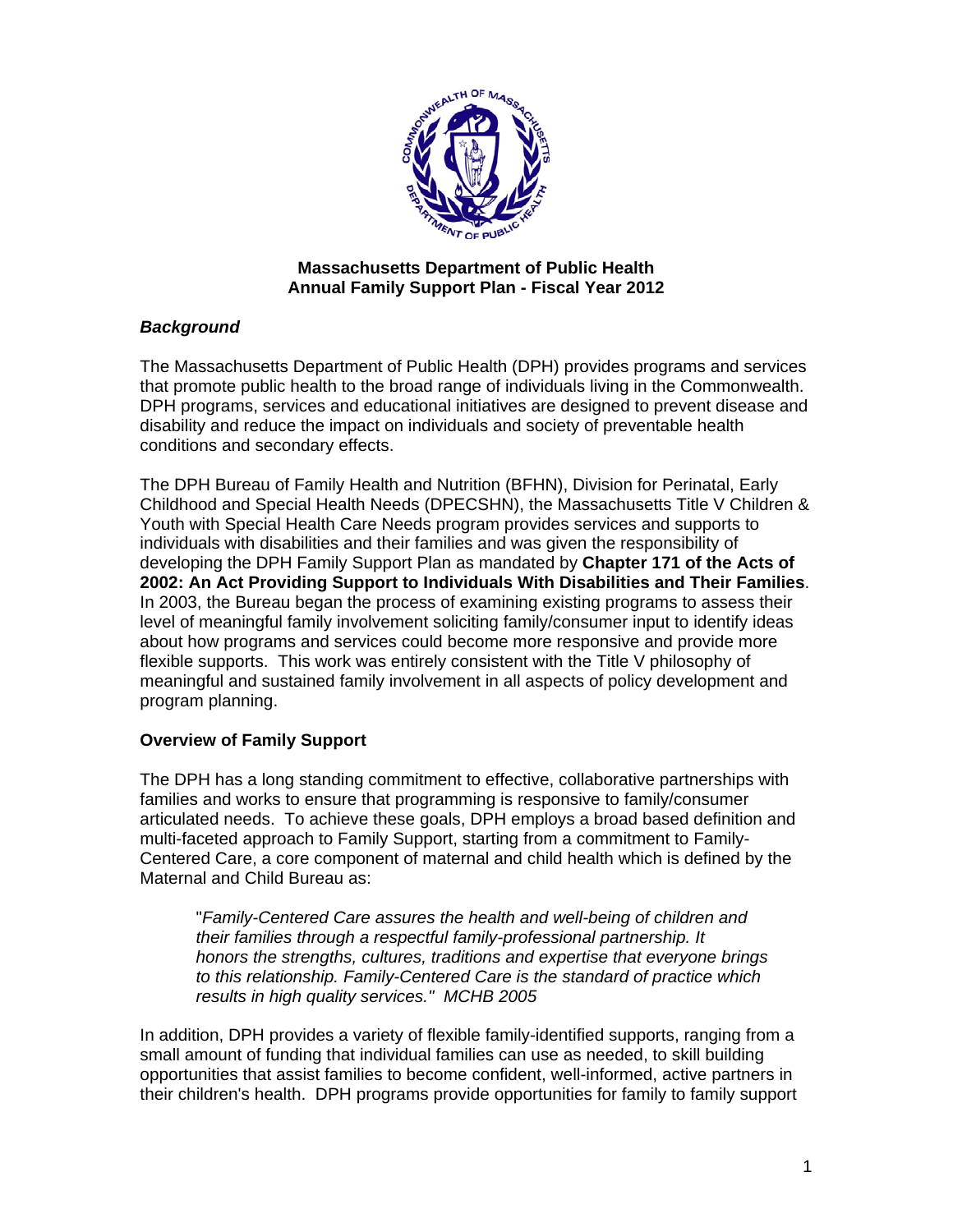**Massachusetts Department of Public Health**
**Annual Family Support Plan - Fiscal Year 2012**

### *Background*

The Massachusetts Department of Public Health (DPH) provides programs and services that promote public health to the broad range of individuals living in the Commonwealth. DPH programs, services and educational initiatives are designed to prevent disease and disability and reduce the impact on individuals and society of preventable health conditions and secondary effects.

The DPH Bureau of Family Health and Nutrition (BFHN), Division for Perinatal, Early Childhood and Special Health Needs (DPECSHN), the Massachusetts Title V Children & Youth with Special Health Care Needs program provides services and supports to individuals with disabilities and their families and was given the responsibility of developing the DPH Family Support Plan as mandated by **Chapter 171 of the Acts of 2002: An Act Providing Support to Individuals With Disabilities and Their Families**. In 2003, the Bureau began the process of examining existing programs to assess their level of meaningful family involvement soliciting family/consumer input to identify ideas about how programs and services could become more responsive and provide more flexible supports. This work was entirely consistent with the Title V philosophy of meaningful and sustained family involvement in all aspects of policy development and program planning.

### Overview of Family Support

The DPH has a long standing commitment to effective, collaborative partnerships with families and works to ensure that programming is responsive to family/consumer articulated needs. To achieve these goals, DPH employs a broad based definition and multi-faceted approach to Family Support, starting from a commitment to Family-Centered Care, a core component of maternal and child health which is defined by the Maternal and Child Bureau as:

> "*Family-Centered Care assures the health and well-being of children and their families through a respectful family-professional partnership. It honors the strengths, cultures, traditions and expertise that everyone brings to this relationship. Family-Centered Care is the standard of practice which results in high quality services." MCHB 2005*

In addition, DPH provides a variety of flexible family-identified supports, ranging from a small amount of funding that individual families can use as needed, to skill building opportunities that assist families to become confident, well-informed, active partners in their children's health. DPH programs provide opportunities for family to family support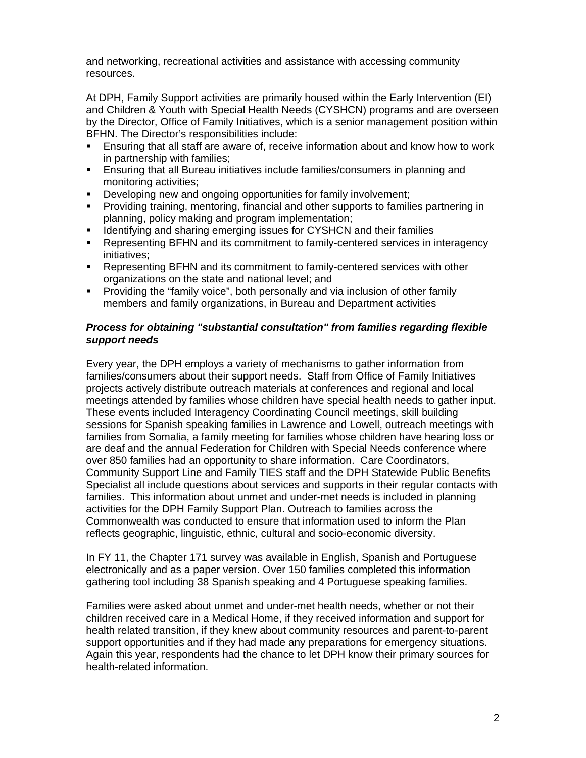and networking, recreational activities and assistance with accessing community resources.

At DPH, Family Support activities are primarily housed within the Early Intervention (EI) and Children & Youth with Special Health Needs (CYSHCN) programs and are overseen by the Director, Office of Family Initiatives, which is a senior management position within BFHN. The Director's responsibilities include:

- Ensuring that all staff are aware of, receive information about and know how to work in partnership with families;
- Ensuring that all Bureau initiatives include families/consumers in planning and monitoring activities;
- Developing new and ongoing opportunities for family involvement;
- Providing training, mentoring, financial and other supports to families partnering in planning, policy making and program implementation;
- Identifying and sharing emerging issues for CYSHCN and their families
- Representing BFHN and its commitment to family-centered services in interagency initiatives;
- Representing BFHN and its commitment to family-centered services with other organizations on the state and national level; and
- Providing the "family voice", both personally and via inclusion of other family members and family organizations, in Bureau and Department activities

***Process for obtaining "substantial consultation" from families regarding flexible support needs***

Every year, the DPH employs a variety of mechanisms to gather information from families/consumers about their support needs. Staff from Office of Family Initiatives projects actively distribute outreach materials at conferences and regional and local meetings attended by families whose children have special health needs to gather input. These events included Interagency Coordinating Council meetings, skill building sessions for Spanish speaking families in Lawrence and Lowell, outreach meetings with families from Somalia, a family meeting for families whose children have hearing loss or are deaf and the annual Federation for Children with Special Needs conference where over 850 families had an opportunity to share information. Care Coordinators, Community Support Line and Family TIES staff and the DPH Statewide Public Benefits Specialist all include questions about services and supports in their regular contacts with families. This information about unmet and under-met needs is included in planning activities for the DPH Family Support Plan. Outreach to families across the Commonwealth was conducted to ensure that information used to inform the Plan reflects geographic, linguistic, ethnic, cultural and socio-economic diversity.

In FY 11, the Chapter 171 survey was available in English, Spanish and Portuguese electronically and as a paper version. Over 150 families completed this information gathering tool including 38 Spanish speaking and 4 Portuguese speaking families.

Families were asked about unmet and under-met health needs, whether or not their children received care in a Medical Home, if they received information and support for health related transition, if they knew about community resources and parent-to-parent support opportunities and if they had made any preparations for emergency situations. Again this year, respondents had the chance to let DPH know their primary sources for health-related information.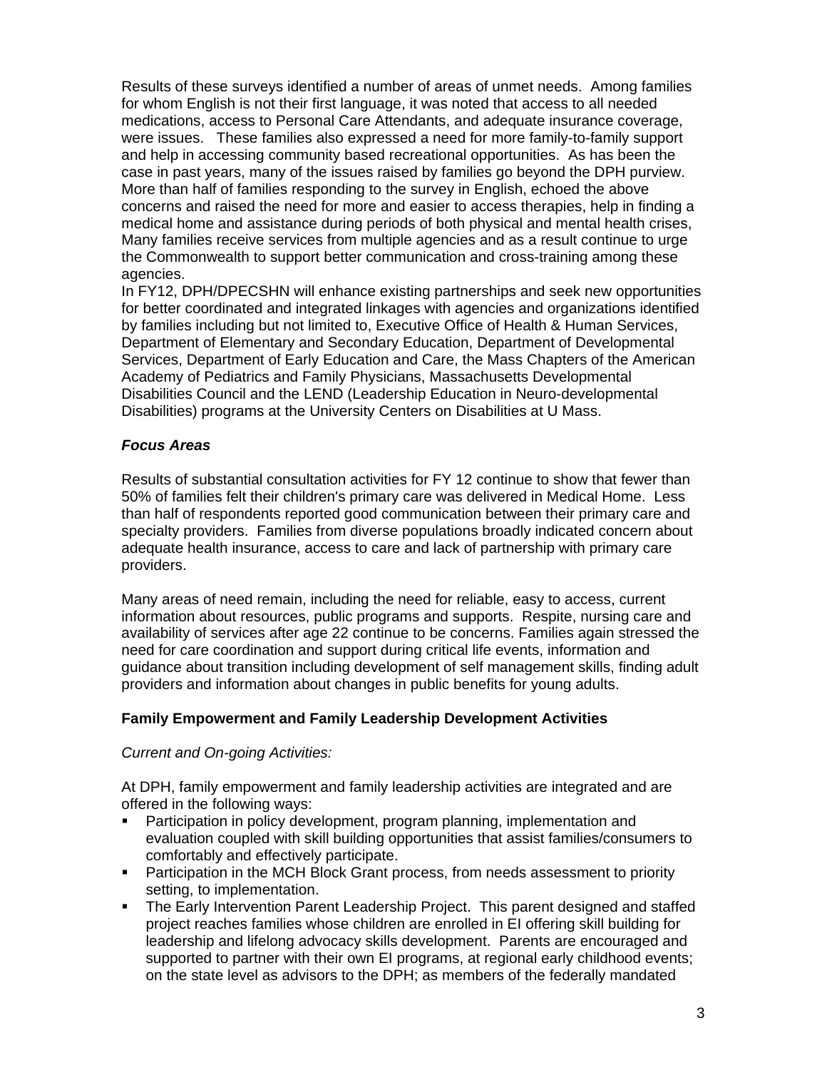Results of these surveys identified a number of areas of unmet needs. Among families for whom English is not their first language, it was noted that access to all needed medications, access to Personal Care Attendants, and adequate insurance coverage, were issues. These families also expressed a need for more family-to-family support and help in accessing community based recreational opportunities. As has been the case in past years, many of the issues raised by families go beyond the DPH purview. More than half of families responding to the survey in English, echoed the above concerns and raised the need for more and easier to access therapies, help in finding a medical home and assistance during periods of both physical and mental health crises, Many families receive services from multiple agencies and as a result continue to urge the Commonwealth to support better communication and cross-training among these agencies.
In FY12, DPH/DPECSHN will enhance existing partnerships and seek new opportunities for better coordinated and integrated linkages with agencies and organizations identified by families including but not limited to, Executive Office of Health & Human Services, Department of Elementary and Secondary Education, Department of Developmental Services, Department of Early Education and Care, the Mass Chapters of the American Academy of Pediatrics and Family Physicians, Massachusetts Developmental Disabilities Council and the LEND (Leadership Education in Neuro-developmental Disabilities) programs at the University Centers on Disabilities at U Mass.

***Focus Areas***

Results of substantial consultation activities for FY 12 continue to show that fewer than 50% of families felt their children's primary care was delivered in Medical Home. Less than half of respondents reported good communication between their primary care and specialty providers. Families from diverse populations broadly indicated concern about adequate health insurance, access to care and lack of partnership with primary care providers.

Many areas of need remain, including the need for reliable, easy to access, current information about resources, public programs and supports. Respite, nursing care and availability of services after age 22 continue to be concerns. Families again stressed the need for care coordination and support during critical life events, information and guidance about transition including development of self management skills, finding adult providers and information about changes in public benefits for young adults.

**Family Empowerment and Family Leadership Development Activities**

*Current and On-going Activities:*

At DPH, family empowerment and family leadership activities are integrated and are offered in the following ways:

- Participation in policy development, program planning, implementation and evaluation coupled with skill building opportunities that assist families/consumers to comfortably and effectively participate.
- Participation in the MCH Block Grant process, from needs assessment to priority setting, to implementation.
- The Early Intervention Parent Leadership Project. This parent designed and staffed project reaches families whose children are enrolled in EI offering skill building for leadership and lifelong advocacy skills development. Parents are encouraged and supported to partner with their own EI programs, at regional early childhood events; on the state level as advisors to the DPH; as members of the federally mandated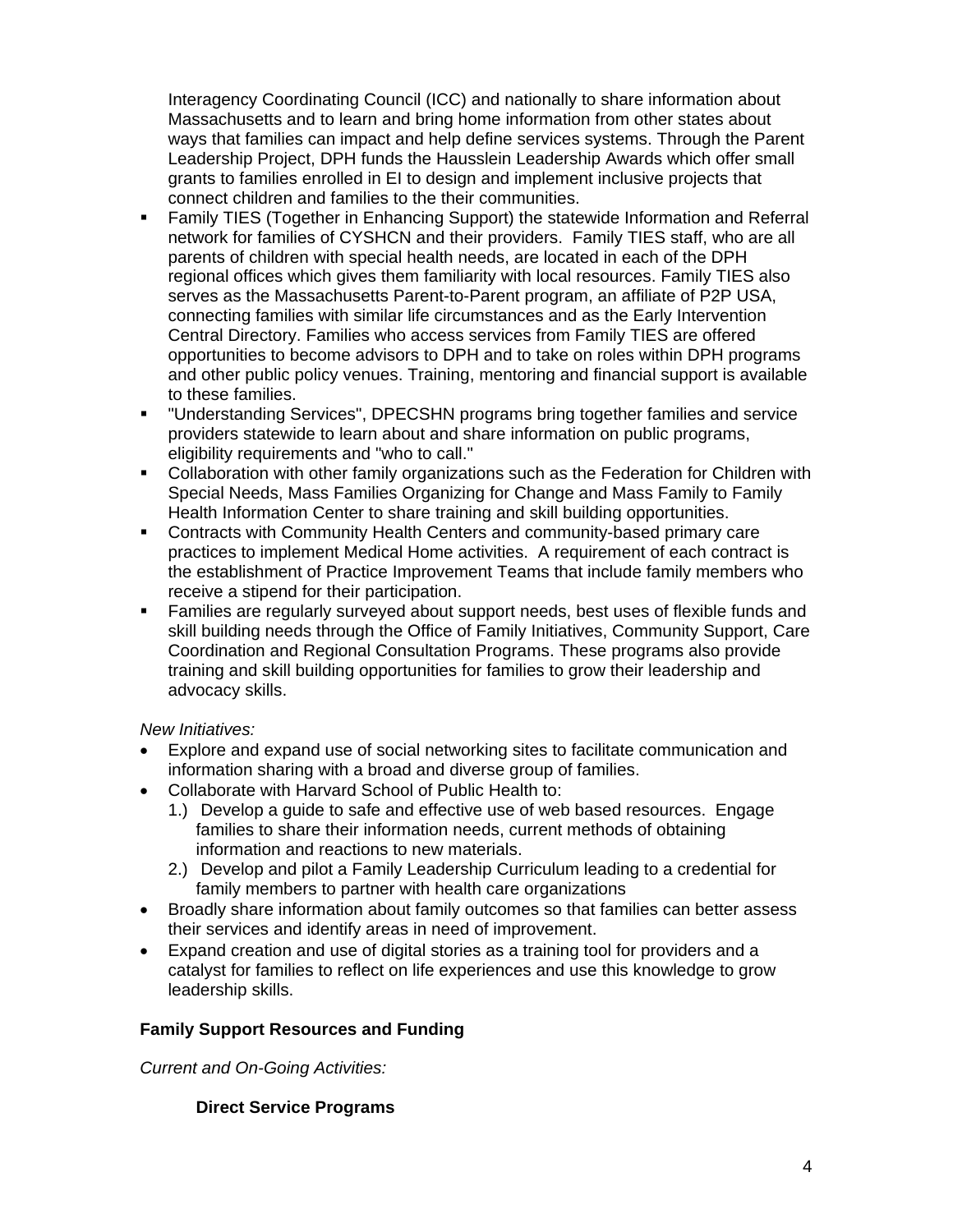Interagency Coordinating Council (ICC) and nationally to share information about Massachusetts and to learn and bring home information from other states about ways that families can impact and help define services systems. Through the Parent Leadership Project, DPH funds the Hausslein Leadership Awards which offer small grants to families enrolled in EI to design and implement inclusive projects that connect children and families to the their communities.

- Family TIES (Together in Enhancing Support) the statewide Information and Referral network for families of CYSHCN and their providers. Family TIES staff, who are all parents of children with special health needs, are located in each of the DPH regional offices which gives them familiarity with local resources. Family TIES also serves as the Massachusetts Parent-to-Parent program, an affiliate of P2P USA, connecting families with similar life circumstances and as the Early Intervention Central Directory. Families who access services from Family TIES are offered opportunities to become advisors to DPH and to take on roles within DPH programs and other public policy venues. Training, mentoring and financial support is available to these families.
- "Understanding Services", DPECSHN programs bring together families and service providers statewide to learn about and share information on public programs, eligibility requirements and "who to call."
- Collaboration with other family organizations such as the Federation for Children with Special Needs, Mass Families Organizing for Change and Mass Family to Family Health Information Center to share training and skill building opportunities.
- Contracts with Community Health Centers and community-based primary care practices to implement Medical Home activities. A requirement of each contract is the establishment of Practice Improvement Teams that include family members who receive a stipend for their participation.
- Families are regularly surveyed about support needs, best uses of flexible funds and skill building needs through the Office of Family Initiatives, Community Support, Care Coordination and Regional Consultation Programs. These programs also provide training and skill building opportunities for families to grow their leadership and advocacy skills.

*New Initiatives:*

- Explore and expand use of social networking sites to facilitate communication and information sharing with a broad and diverse group of families.
- Collaborate with Harvard School of Public Health to:
  1.) Develop a guide to safe and effective use of web based resources. Engage families to share their information needs, current methods of obtaining information and reactions to new materials.
  2.) Develop and pilot a Family Leadership Curriculum leading to a credential for family members to partner with health care organizations
- Broadly share information about family outcomes so that families can better assess their services and identify areas in need of improvement.
- Expand creation and use of digital stories as a training tool for providers and a catalyst for families to reflect on life experiences and use this knowledge to grow leadership skills.

**Family Support Resources and Funding**

*Current and On-Going Activities:*

**Direct Service Programs**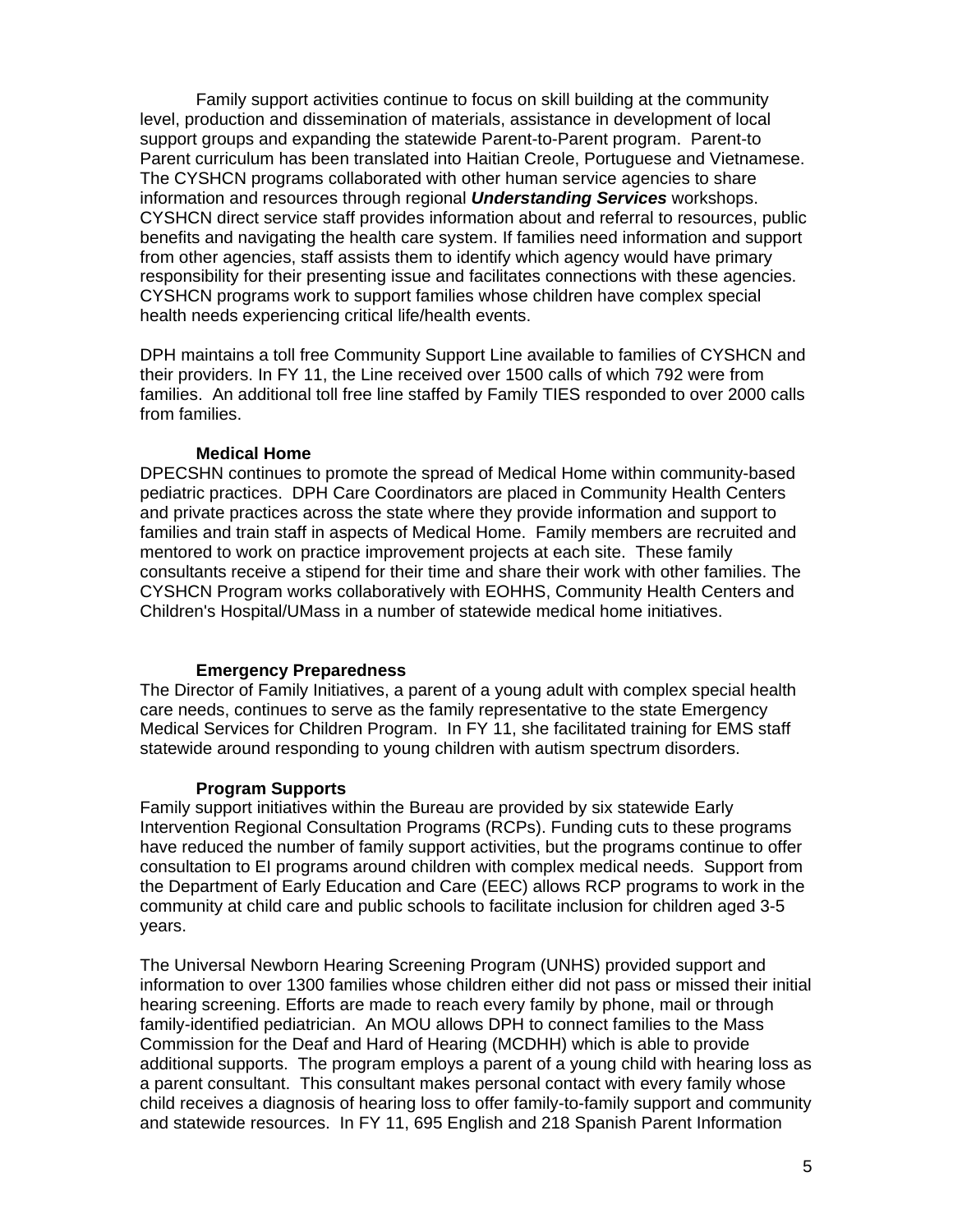Family support activities continue to focus on skill building at the community level, production and dissemination of materials, assistance in development of local support groups and expanding the statewide Parent-to-Parent program. Parent-to Parent curriculum has been translated into Haitian Creole, Portuguese and Vietnamese. The CYSHCN programs collaborated with other human service agencies to share information and resources through regional ***Understanding Services*** workshops. CYSHCN direct service staff provides information about and referral to resources, public benefits and navigating the health care system. If families need information and support from other agencies, staff assists them to identify which agency would have primary responsibility for their presenting issue and facilitates connections with these agencies. CYSHCN programs work to support families whose children have complex special health needs experiencing critical life/health events.

DPH maintains a toll free Community Support Line available to families of CYSHCN and their providers. In FY 11, the Line received over 1500 calls of which 792 were from families. An additional toll free line staffed by Family TIES responded to over 2000 calls from families.

**Medical Home**

DPECSHN continues to promote the spread of Medical Home within community-based pediatric practices. DPH Care Coordinators are placed in Community Health Centers and private practices across the state where they provide information and support to families and train staff in aspects of Medical Home. Family members are recruited and mentored to work on practice improvement projects at each site. These family consultants receive a stipend for their time and share their work with other families. The CYSHCN Program works collaboratively with EOHHS, Community Health Centers and Children's Hospital/UMass in a number of statewide medical home initiatives.

**Emergency Preparedness**

The Director of Family Initiatives, a parent of a young adult with complex special health care needs, continues to serve as the family representative to the state Emergency Medical Services for Children Program. In FY 11, she facilitated training for EMS staff statewide around responding to young children with autism spectrum disorders.

**Program Supports**

Family support initiatives within the Bureau are provided by six statewide Early Intervention Regional Consultation Programs (RCPs). Funding cuts to these programs have reduced the number of family support activities, but the programs continue to offer consultation to EI programs around children with complex medical needs. Support from the Department of Early Education and Care (EEC) allows RCP programs to work in the community at child care and public schools to facilitate inclusion for children aged 3-5 years.

The Universal Newborn Hearing Screening Program (UNHS) provided support and information to over 1300 families whose children either did not pass or missed their initial hearing screening. Efforts are made to reach every family by phone, mail or through family-identified pediatrician. An MOU allows DPH to connect families to the Mass Commission for the Deaf and Hard of Hearing (MCDHH) which is able to provide additional supports. The program employs a parent of a young child with hearing loss as a parent consultant. This consultant makes personal contact with every family whose child receives a diagnosis of hearing loss to offer family-to-family support and community and statewide resources. In FY 11, 695 English and 218 Spanish Parent Information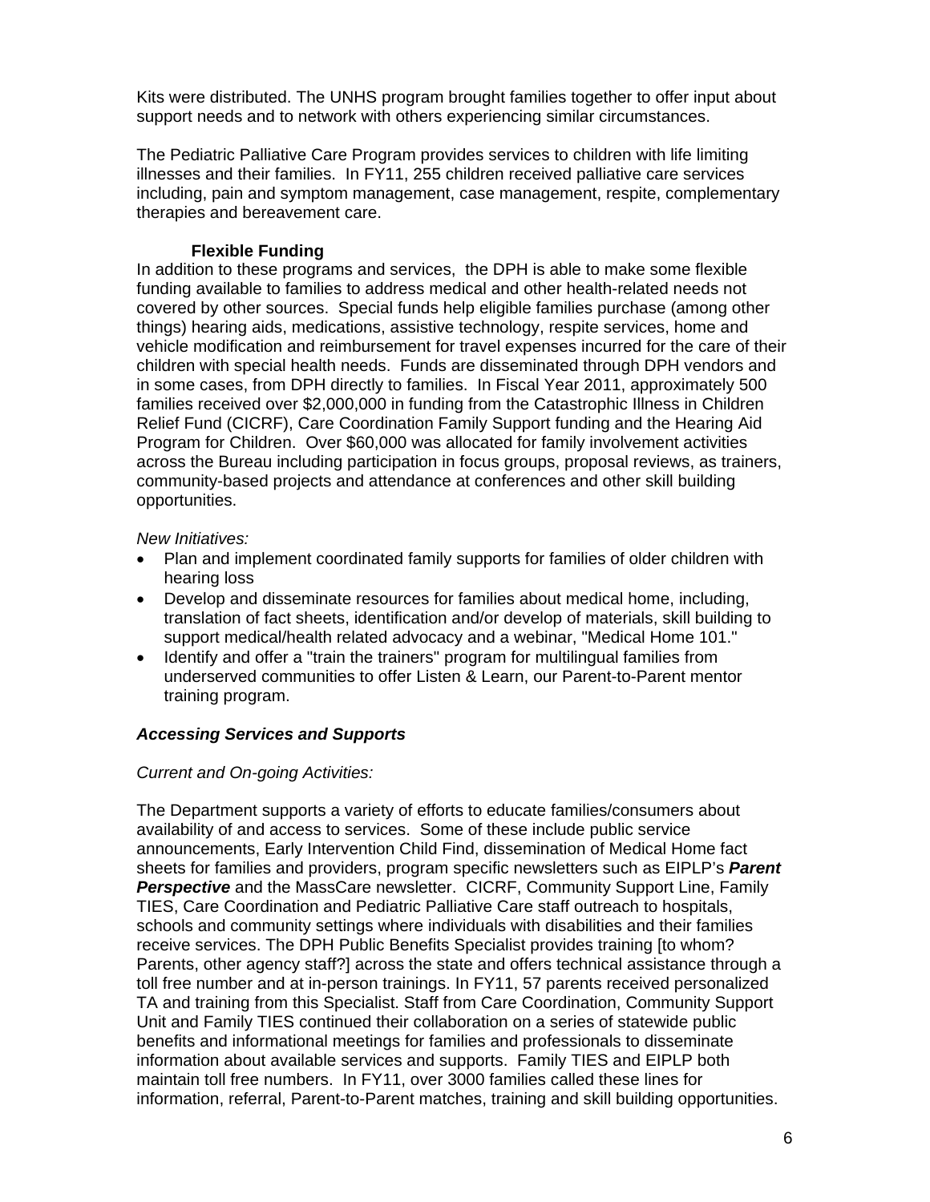Kits were distributed. The UNHS program brought families together to offer input about support needs and to network with others experiencing similar circumstances.

The Pediatric Palliative Care Program provides services to children with life limiting illnesses and their families. In FY11, 255 children received palliative care services including, pain and symptom management, case management, respite, complementary therapies and bereavement care.

**Flexible Funding**

In addition to these programs and services, the DPH is able to make some flexible funding available to families to address medical and other health-related needs not covered by other sources. Special funds help eligible families purchase (among other things) hearing aids, medications, assistive technology, respite services, home and vehicle modification and reimbursement for travel expenses incurred for the care of their children with special health needs. Funds are disseminated through DPH vendors and in some cases, from DPH directly to families. In Fiscal Year 2011, approximately 500 families received over $2,000,000 in funding from the Catastrophic Illness in Children Relief Fund (CICRF), Care Coordination Family Support funding and the Hearing Aid Program for Children. Over $60,000 was allocated for family involvement activities across the Bureau including participation in focus groups, proposal reviews, as trainers, community-based projects and attendance at conferences and other skill building opportunities.

*New Initiatives:*

- Plan and implement coordinated family supports for families of older children with hearing loss
- Develop and disseminate resources for families about medical home, including, translation of fact sheets, identification and/or develop of materials, skill building to support medical/health related advocacy and a webinar, "Medical Home 101."
- Identify and offer a "train the trainers" program for multilingual families from underserved communities to offer Listen & Learn, our Parent-to-Parent mentor training program.

***Accessing Services and Supports***

*Current and On-going Activities:*

The Department supports a variety of efforts to educate families/consumers about availability of and access to services. Some of these include public service announcements, Early Intervention Child Find, dissemination of Medical Home fact sheets for families and providers, program specific newsletters such as EIPLP's ***Parent Perspective*** and the MassCare newsletter. CICRF, Community Support Line, Family TIES, Care Coordination and Pediatric Palliative Care staff outreach to hospitals, schools and community settings where individuals with disabilities and their families receive services. The DPH Public Benefits Specialist provides training [to whom? Parents, other agency staff?] across the state and offers technical assistance through a toll free number and at in-person trainings. In FY11, 57 parents received personalized TA and training from this Specialist. Staff from Care Coordination, Community Support Unit and Family TIES continued their collaboration on a series of statewide public benefits and informational meetings for families and professionals to disseminate information about available services and supports. Family TIES and EIPLP both maintain toll free numbers. In FY11, over 3000 families called these lines for information, referral, Parent-to-Parent matches, training and skill building opportunities.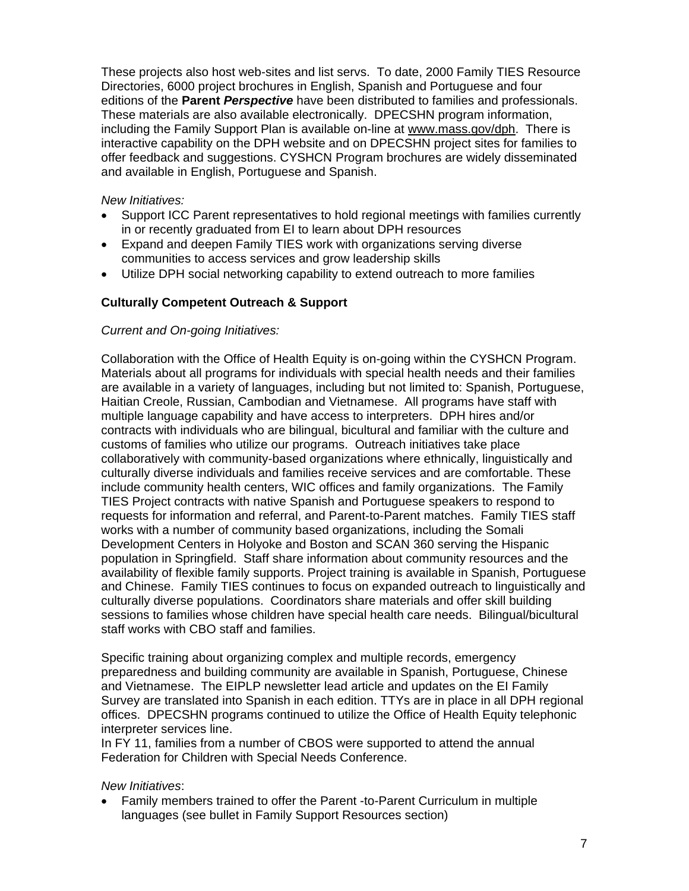These projects also host web-sites and list servs. To date, 2000 Family TIES Resource Directories, 6000 project brochures in English, Spanish and Portuguese and four editions of the **Parent *Perspective*** have been distributed to families and professionals. These materials are also available electronically. DPECSHN program information, including the Family Support Plan is available on-line at www.mass.gov/dph. There is interactive capability on the DPH website and on DPECSHN project sites for families to offer feedback and suggestions. CYSHCN Program brochures are widely disseminated and available in English, Portuguese and Spanish.

*New Initiatives:*

- Support ICC Parent representatives to hold regional meetings with families currently in or recently graduated from EI to learn about DPH resources
- Expand and deepen Family TIES work with organizations serving diverse communities to access services and grow leadership skills
- Utilize DPH social networking capability to extend outreach to more families

**Culturally Competent Outreach & Support**

*Current and On-going Initiatives:*

Collaboration with the Office of Health Equity is on-going within the CYSHCN Program. Materials about all programs for individuals with special health needs and their families are available in a variety of languages, including but not limited to: Spanish, Portuguese, Haitian Creole, Russian, Cambodian and Vietnamese. All programs have staff with multiple language capability and have access to interpreters. DPH hires and/or contracts with individuals who are bilingual, bicultural and familiar with the culture and customs of families who utilize our programs. Outreach initiatives take place collaboratively with community-based organizations where ethnically, linguistically and culturally diverse individuals and families receive services and are comfortable. These include community health centers, WIC offices and family organizations. The Family TIES Project contracts with native Spanish and Portuguese speakers to respond to requests for information and referral, and Parent-to-Parent matches. Family TIES staff works with a number of community based organizations, including the Somali Development Centers in Holyoke and Boston and SCAN 360 serving the Hispanic population in Springfield. Staff share information about community resources and the availability of flexible family supports. Project training is available in Spanish, Portuguese and Chinese. Family TIES continues to focus on expanded outreach to linguistically and culturally diverse populations. Coordinators share materials and offer skill building sessions to families whose children have special health care needs. Bilingual/bicultural staff works with CBO staff and families.

Specific training about organizing complex and multiple records, emergency preparedness and building community are available in Spanish, Portuguese, Chinese and Vietnamese. The EIPLP newsletter lead article and updates on the EI Family Survey are translated into Spanish in each edition. TTYs are in place in all DPH regional offices. DPECSHN programs continued to utilize the Office of Health Equity telephonic interpreter services line.
In FY 11, families from a number of CBOS were supported to attend the annual Federation for Children with Special Needs Conference.

*New Initiatives*:

- Family members trained to offer the Parent -to-Parent Curriculum in multiple languages (see bullet in Family Support Resources section)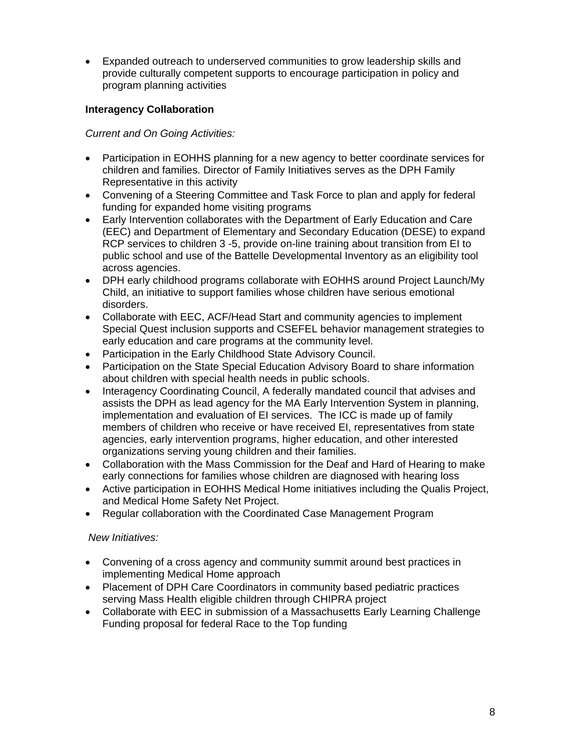- Expanded outreach to underserved communities to grow leadership skills and provide culturally competent supports to encourage participation in policy and program planning activities

**Interagency Collaboration**

*Current and On Going Activities:*

- Participation in EOHHS planning for a new agency to better coordinate services for children and families. Director of Family Initiatives serves as the DPH Family Representative in this activity
- Convening of a Steering Committee and Task Force to plan and apply for federal funding for expanded home visiting programs
- Early Intervention collaborates with the Department of Early Education and Care (EEC) and Department of Elementary and Secondary Education (DESE) to expand RCP services to children 3 -5, provide on-line training about transition from EI to public school and use of the Battelle Developmental Inventory as an eligibility tool across agencies.
- DPH early childhood programs collaborate with EOHHS around Project Launch/My Child, an initiative to support families whose children have serious emotional disorders.
- Collaborate with EEC, ACF/Head Start and community agencies to implement Special Quest inclusion supports and CSEFEL behavior management strategies to early education and care programs at the community level.
- Participation in the Early Childhood State Advisory Council.
- Participation on the State Special Education Advisory Board to share information about children with special health needs in public schools.
- Interagency Coordinating Council, A federally mandated council that advises and assists the DPH as lead agency for the MA Early Intervention System in planning, implementation and evaluation of EI services. The ICC is made up of family members of children who receive or have received EI, representatives from state agencies, early intervention programs, higher education, and other interested organizations serving young children and their families.
- Collaboration with the Mass Commission for the Deaf and Hard of Hearing to make early connections for families whose children are diagnosed with hearing loss
- Active participation in EOHHS Medical Home initiatives including the Qualis Project, and Medical Home Safety Net Project.
- Regular collaboration with the Coordinated Case Management Program

*New Initiatives:*

- Convening of a cross agency and community summit around best practices in implementing Medical Home approach
- Placement of DPH Care Coordinators in community based pediatric practices serving Mass Health eligible children through CHIPRA project
- Collaborate with EEC in submission of a Massachusetts Early Learning Challenge Funding proposal for federal Race to the Top funding